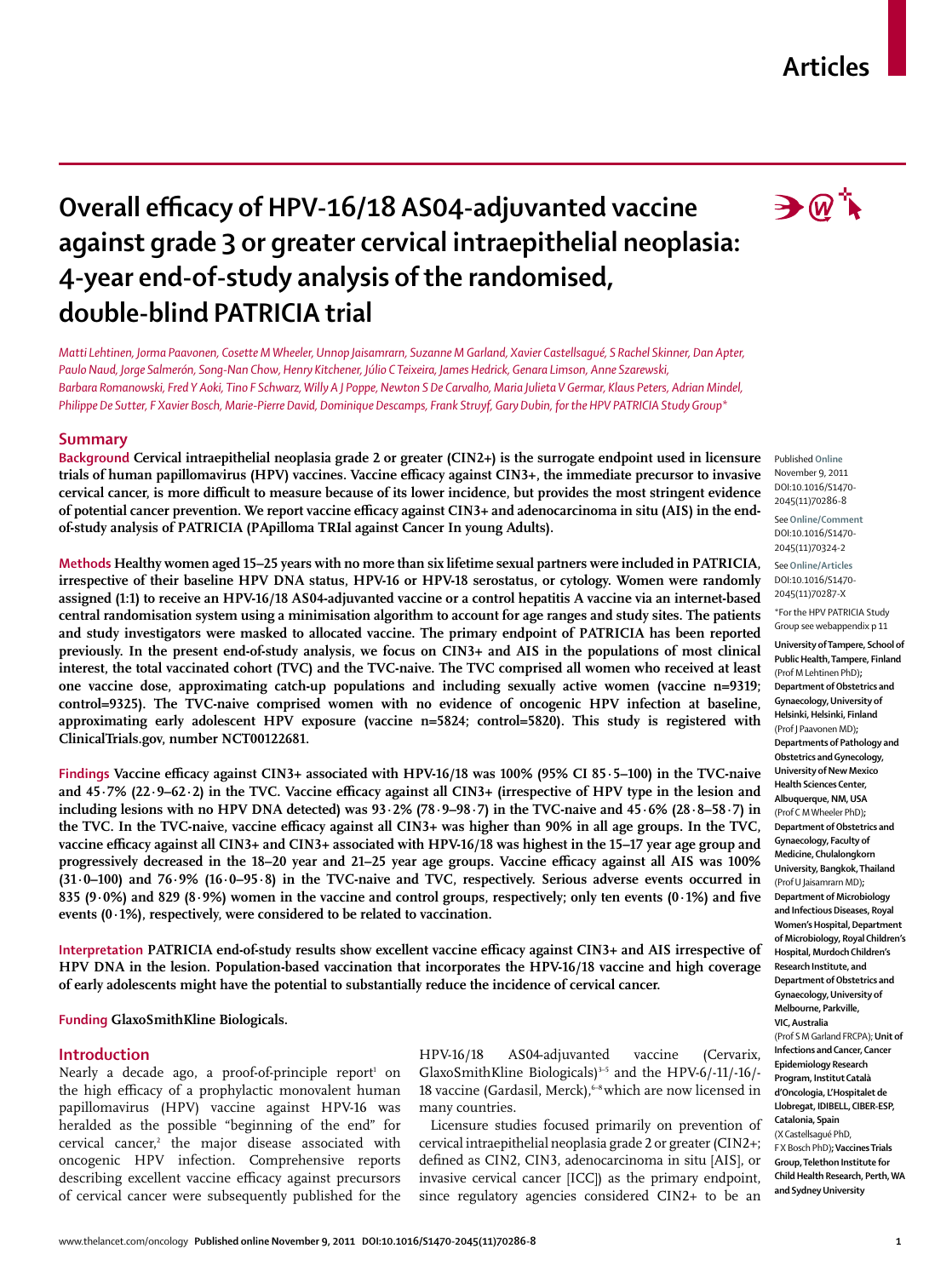# Overall efficacy of HPV-16/18 AS04-adjuvanted vaccine against grade 3 or greater cervical intraepithelial neoplasia: 4-year end-of-study analysis of the randomised, double-blind PATRICIA trial

*Matti Lehtinen, Jorma Paavonen, Cosette M Wheeler, Unnop Jaisamrarn, Suzanne M Garland, Xavier Castellsagué, S Rachel Skinner, Dan Apter, Paulo Naud, Jorge Salmerón, Song-Nan Chow, Henry Kitchener, Júlio C Teixeira, James Hedrick, Genara Limson, Anne Szarewski, Barbara Romanowski, Fred Y Aoki, Tino F Schwarz, Willy A J Poppe, Newton S De Carvalho, Maria Julieta V Germar, Klaus Peters, Adrian Mindel, Philippe De Sutter, F Xavier Bosch, Marie-Pierre David, Dominique Descamps, Frank Struyf, Gary Dubin, for the HPV PATRICIA Study Group**

## Summary

**Background** Cervical intraepithelial neoplasia grade 2 or greater (CIN2+) is the surrogate endpoint used in licensure trials of human papillomavirus (HPV) vaccines. Vaccine efficacy against CIN3+, the immediate precursor to invasive cervical cancer, is more difficult to measure because of its lower incidence, but provides the most stringent evidence of potential cancer prevention. We report vaccine efficacy against CIN3+ and adenocarcinoma in situ (AIS) in the end-of-study analysis of PATRICIA (PApilloma TRIal against Cancer In young Adults).

**Methods** Healthy women aged 15–25 years with no more than six lifetime sexual partners were included in PATRICIA, irrespective of their baseline HPV DNA status, HPV-16 or HPV-18 serostatus, or cytology. Women were randomly assigned (1:1) to receive an HPV-16/18 AS04-adjuvanted vaccine or a control hepatitis A vaccine via an internet-based central randomisation system using a minimisation algorithm to account for age ranges and study sites. The patients and study investigators were masked to allocated vaccine. The primary endpoint of PATRICIA has been reported previously. In the present end-of-study analysis, we focus on CIN3+ and AIS in the populations of most clinical interest, the total vaccinated cohort (TVC) and the TVC-naive. The TVC comprised all women who received at least one vaccine dose, approximating catch-up populations and including sexually active women (vaccine n=9319; control=9325). The TVC-naive comprised women with no evidence of oncogenic HPV infection at baseline, approximating early adolescent HPV exposure (vaccine n=5824; control=5820). This study is registered with ClinicalTrials.gov, number NCT00122681.

**Findings** Vaccine efficacy against CIN3+ associated with HPV-16/18 was 100% (95% CI 85·5–100) in the TVC-naive and 45·7% (22·9–62·2) in the TVC. Vaccine efficacy against all CIN3+ (irrespective of HPV type in the lesion and including lesions with no HPV DNA detected) was 93·2% (78·9–98·7) in the TVC-naive and 45·6% (28·8–58·7) in the TVC. In the TVC-naive, vaccine efficacy against all CIN3+ was higher than 90% in all age groups. In the TVC, vaccine efficacy against all CIN3+ and CIN3+ associated with HPV-16/18 was highest in the 15–17 year age group and progressively decreased in the 18–20 year and 21–25 year age groups. Vaccine efficacy against all AIS was 100% (31·0–100) and 76·9% (16·0–95·8) in the TVC-naive and TVC, respectively. Serious adverse events occurred in 835 (9·0%) and 829 (8·9%) women in the vaccine and control groups, respectively; only ten events (0·1%) and five events (0·1%), respectively, were considered to be related to vaccination.

**Interpretation** PATRICIA end-of-study results show excellent vaccine efficacy against CIN3+ and AIS irrespective of HPV DNA in the lesion. Population-based vaccination that incorporates the HPV-16/18 vaccine and high coverage of early adolescents might have the potential to substantially reduce the incidence of cervical cancer.

**Funding** GlaxoSmithKline Biologicals.

## Introduction

Nearly a decade ago, a proof-of-principle report[1] on the high efficacy of a prophylactic monovalent human papillomavirus (HPV) vaccine against HPV-16 was heralded as the possible "beginning of the end" for cervical cancer,[2] the major disease associated with oncogenic HPV infection. Comprehensive reports describing excellent vaccine efficacy against precursors of cervical cancer were subsequently published for the HPV-16/18 AS04-adjuvanted vaccine (Cervarix, GlaxoSmithKline Biologicals)[3–5] and the HPV-6/-11/-16/-18 vaccine (Gardasil, Merck),[6–8] which are now licensed in many countries.

Licensure studies focused primarily on prevention of cervical intraepithelial neoplasia grade 2 or greater (CIN2+; defined as CIN2, CIN3, adenocarcinoma in situ [AIS], or invasive cervical cancer [ICC]) as the primary endpoint, since regulatory agencies considered CIN2+ to be an

Published Online November 9, 2011 DOI:10.1016/S1470-2045(11)70286-8

See Online/Comment DOI:10.1016/S1470-2045(11)70324-2

See Online/Articles DOI:10.1016/S1470-2045(11)70287-X

*For the HPV PATRICIA Study Group see webappendix p 11

**University of Tampere, School of Public Health, Tampere, Finland** (Prof M Lehtinen PhD); **Department of Obstetrics and Gynaecology, University of Helsinki, Helsinki, Finland** (Prof J Paavonen MD); **Departments of Pathology and Obstetrics and Gynecology, University of New Mexico Health Sciences Center, Albuquerque, NM, USA** (Prof C M Wheeler PhD); **Department of Obstetrics and Gynaecology, Faculty of Medicine, Chulalongkorn University, Bangkok, Thailand** (Prof U Jaisamrarn MD); **Department of Microbiology and Infectious Diseases, Royal Women's Hospital, Department of Microbiology, Royal Children's Hospital, Murdoch Children's Research Institute, and Department of Obstetrics and Gynaecology, University of Melbourne, Parkville, VIC, Australia** (Prof S M Garland FRCPA); **Unit of Infections and Cancer, Cancer Epidemiology Research Program, Institut Català d'Oncologia, L'Hospitalet de Llobregat, IDIBELL, CIBER-ESP, Catalonia, Spain** (X Castellsagué PhD, F X Bosch PhD); **Vaccines Trials Group, Telethon Institute for Child Health Research, Perth, WA and Sydney University**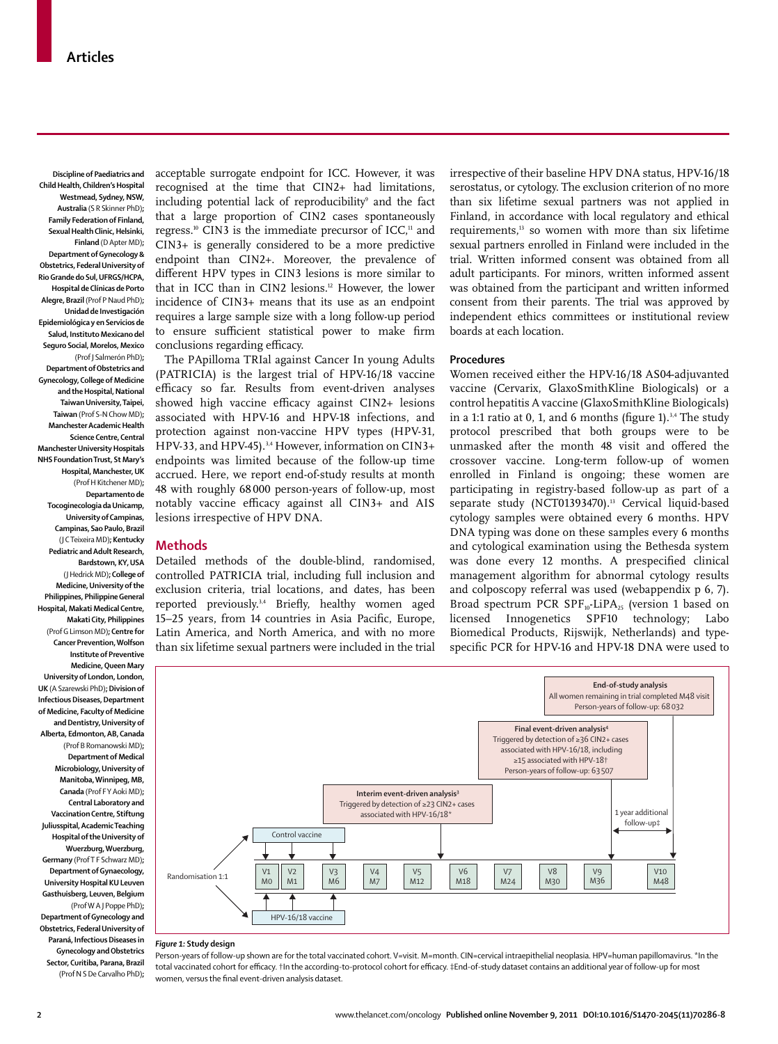Discipline of Paediatrics and Child Health, Children's Hospital Westmead, Sydney, NSW, Australia (S R Skinner PhD); Family Federation of Finland, Sexual Health Clinic, Helsinki, Finland (D Apter MD); Department of Gynecology & Obstetrics, Federal University of Rio Grande do Sul, UFRGS/HCPA, Hospital de Clinicas de Porto Alegre, Brazil (Prof P Naud PhD); Unidad de Investigación Epidemiológica y en Servicios de Salud, Instituto Mexicano del Seguro Social, Morelos, Mexico (Prof J Salmerón PhD); Department of Obstetrics and Gynecology, College of Medicine and the Hospital, National Taiwan University, Taipei, Taiwan (Prof S-N Chow MD); Manchester Academic Health Science Centre, Central Manchester University Hospitals NHS Foundation Trust, St Mary's Hospital, Manchester, UK (Prof H Kitchener MD); Departamento de Tocoginecologia da Unicamp, University of Campinas, Campinas, Sao Paulo, Brazil (J C Teixeira MD); Kentucky Pediatric and Adult Research, Bardstown, KY, USA (J Hedrick MD); College of Medicine, University of the Philippines, Philippine General Hospital, Makati Medical Centre, Makati City, Philippines (Prof G Limson MD); Centre for Cancer Prevention, Wolfson Institute of Preventive Medicine, Queen Mary University of London, London, UK (A Szarewski PhD); Division of Infectious Diseases, Department of Medicine, Faculty of Medicine and Dentistry, University of Alberta, Edmonton, AB, Canada (Prof B Romanowski MD); Department of Medical Microbiology, University of Manitoba, Winnipeg, MB, Canada (Prof F Y Aoki MD); Central Laboratory and Vaccination Centre, Stiftung Juliusspital, Academic Teaching Hospital of the University of Wuerzburg, Wuerzburg, Germany (Prof T F Schwarz MD); Department of Gynaecology, University Hospital KU Leuven Gasthuisberg, Leuven, Belgium (Prof W A J Poppe PhD); Department of Gynecology and Obstetrics, Federal University of Paraná, Infectious Diseases in Gynecology and Obstetrics Sector, Curitiba, Parana, Brazil (Prof N S De Carvalho PhD);

acceptable surrogate endpoint for ICC. However, it was recognised at the time that CIN2+ had limitations, including potential lack of reproducibility[9] and the fact that a large proportion of CIN2 cases spontaneously regress.[10] CIN3 is the immediate precursor of ICC,[11] and CIN3+ is generally considered to be a more predictive endpoint than CIN2+. Moreover, the prevalence of different HPV types in CIN3 lesions is more similar to that in ICC than in CIN2 lesions.[12] However, the lower incidence of CIN3+ means that its use as an endpoint requires a large sample size with a long follow-up period to ensure sufficient statistical power to make firm conclusions regarding efficacy.

The PApilloma TRIal against Cancer In young Adults (PATRICIA) is the largest trial of HPV-16/18 vaccine efficacy so far. Results from event-driven analyses showed high vaccine efficacy against CIN2+ lesions associated with HPV-16 and HPV-18 infections, and protection against non-vaccine HPV types (HPV-31, HPV-33, and HPV-45).[3,4] However, information on CIN3+ endpoints was limited because of the follow-up time accrued. Here, we report end-of-study results at month 48 with roughly 68 000 person-years of follow-up, most notably vaccine efficacy against all CIN3+ and AIS lesions irrespective of HPV DNA.

## Methods

Detailed methods of the double-blind, randomised, controlled PATRICIA trial, including full inclusion and exclusion criteria, trial locations, and dates, has been reported previously.[3,4] Briefly, healthy women aged 15–25 years, from 14 countries in Asia Pacific, Europe, Latin America, and North America, and with no more than six lifetime sexual partners were included in the trial irrespective of their baseline HPV DNA status, HPV-16/18 serostatus, or cytology. The exclusion criterion of no more than six lifetime sexual partners was not applied in Finland, in accordance with local regulatory and ethical requirements,[13] so women with more than six lifetime sexual partners enrolled in Finland were included in the trial. Written informed consent was obtained from all adult participants. For minors, written informed assent was obtained from the participant and written informed consent from their parents. The trial was approved by independent ethics committees or institutional review boards at each location.

### Procedures

Women received either the HPV-16/18 AS04-adjuvanted vaccine (Cervarix, GlaxoSmithKline Biologicals) or a control hepatitis A vaccine (GlaxoSmithKline Biologicals) in a 1:1 ratio at 0, 1, and 6 months (figure 1).[3,4] The study protocol prescribed that both groups were to be unmasked after the month 48 visit and offered the crossover vaccine. Long-term follow-up of women enrolled in Finland is ongoing; these women are participating in registry-based follow-up as part of a separate study (NCT01393470).[13] Cervical liquid-based cytology samples were obtained every 6 months. HPV DNA typing was done on these samples every 6 months and cytological examination using the Bethesda system was done every 12 months. A prespecified clinical management algorithm for abnormal cytology results and colposcopy referral was used (webappendix p 6, 7). Broad spectrum PCR $SPF_{10}$-$LiPA_{25}$ (version 1 based on licensed Innogenetics SPF10 technology; Labo Biomedical Products, Rijswijk, Netherlands) and type-specific PCR for HPV-16 and HPV-18 DNA were used to

**Figure 1:** Study design

Randomisation 1:1 — Control vaccine (V1 M0, V2 M1, V3 M6) / HPV-16/18 vaccine (V1 M0, V2 M1, V3 M6). Visits: V1 M0, V2 M1, V3 M6, V4 M7, V5 M12, V6 M18, V7 M24, V8 M30, V9 M36, V10 M48.

- Interim event-driven analysis[3]: Triggered by detection of ≥23 CIN2+ cases associated with HPV-16/18*
- Final event-driven analysis[4]: Triggered by detection of ≥36 CIN2+ cases associated with HPV-16/18, including ≥15 associated with HPV-18†. Person-years of follow-up: 63 507
- 1 year additional follow-up‡
- End-of-study analysis: All women remaining in trial completed M48 visit. Person-years of follow-up: 68 032

Person-years of follow-up shown are for the total vaccinated cohort. V=visit. M=month. CIN=cervical intraepithelial neoplasia. HPV=human papillomavirus. *In the total vaccinated cohort for efficacy. †In the according-to-protocol cohort for efficacy. ‡End-of-study dataset contains an additional year of follow-up for most women, versus the final event-driven analysis dataset.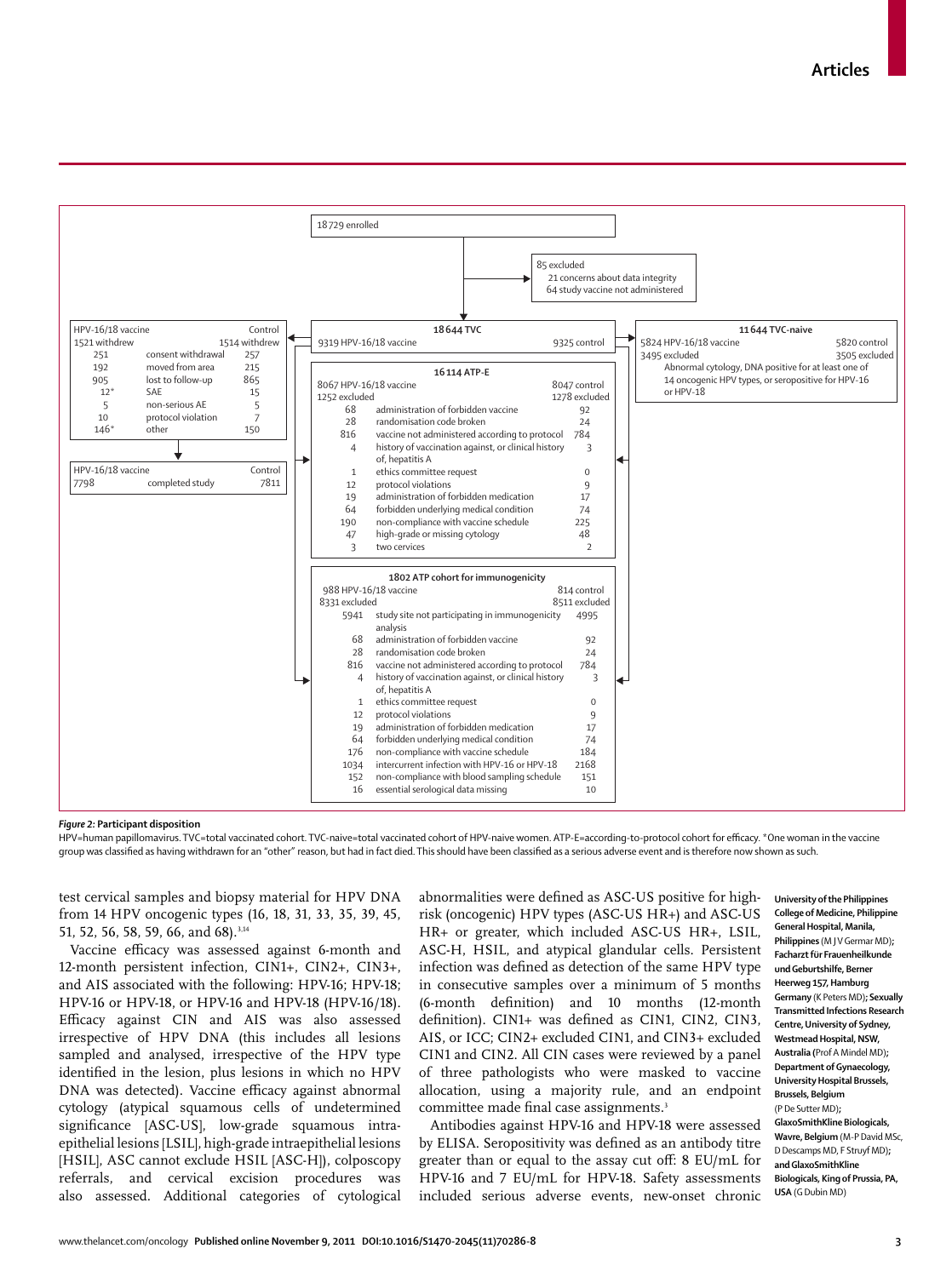18729 enrolled

85 excluded
- 21 concerns about data integrity
- 64 study vaccine not administered

**18644 TVC**

| HPV-16/18 vaccine | Control |
|---|---|
| 9319 | 9325 |

| HPV-16/18 vaccine | | Control |
|---|---|---|
| 1521 withdrew | | 1514 withdrew |
| 251 | consent withdrawal | 257 |
| 192 | moved from area | 215 |
| 905 | lost to follow-up | 865 |
| 12* | SAE | 15 |
| 5 | non-serious AE | 5 |
| 10 | protocol violation | 7 |
| 146* | other | 150 |

| HPV-16/18 vaccine | | Control |
|---|---|---|
| 7798 | completed study | 7811 |

**11644 TVC-naive**

| HPV-16/18 vaccine | Control |
|---|---|
| 5824 | 5820 |
| 3495 excluded | 3505 excluded |

Abnormal cytology, DNA positive for at least one of 14 oncogenic HPV types, or seropositive for HPV-16 or HPV-18

**16114 ATP-E**

| HPV-16/18 vaccine | | Control |
|---|---|---|
| 8067 | | 8047 |
| 1252 excluded | | 1278 excluded |
| 68 | administration of forbidden vaccine | 92 |
| 28 | randomisation code broken | 24 |
| 816 | vaccine not administered according to protocol | 784 |
| 4 | history of vaccination against, or clinical history of, hepatitis A | 3 |
| 1 | ethics committee request | 0 |
| 12 | protocol violations | 9 |
| 19 | administration of forbidden medication | 17 |
| 64 | forbidden underlying medical condition | 74 |
| 190 | non-compliance with vaccine schedule | 225 |
| 47 | high-grade or missing cytology | 48 |
| 3 | two cervices | 2 |

**1802 ATP cohort for immunogenicity**

| HPV-16/18 vaccine | | Control |
|---|---|---|
| 988 | | 814 |
| 8331 excluded | | 8511 excluded |
| 5941 | study site not participating in immunogenicity analysis | 4995 |
| 68 | administration of forbidden vaccine | 92 |
| 28 | randomisation code broken | 24 |
| 816 | vaccine not administered according to protocol | 784 |
| 4 | history of vaccination against, or clinical history of, hepatitis A | 3 |
| 1 | ethics committee request | 0 |
| 12 | protocol violations | 9 |
| 19 | administration of forbidden medication | 17 |
| 64 | forbidden underlying medical condition | 74 |
| 176 | non-compliance with vaccine schedule | 184 |
| 1034 | intercurrent infection with HPV-16 or HPV-18 | 2168 |
| 152 | non-compliance with blood sampling schedule | 151 |
| 16 | essential serological data missing | 10 |

***Figure 2:* Participant disposition**
HPV=human papillomavirus. TVC=total vaccinated cohort. TVC-naive=total vaccinated cohort of HPV-naive women. ATP-E=according-to-protocol cohort for efficacy. *One woman in the vaccine group was classified as having withdrawn for an "other" reason, but had in fact died. This should have been classified as a serious adverse event and is therefore now shown as such.

test cervical samples and biopsy material for HPV DNA from 14 HPV oncogenic types (16, 18, 31, 33, 35, 39, 45, 51, 52, 56, 58, 59, 66, and 68).[3,14]

Vaccine efficacy was assessed against 6-month and 12-month persistent infection, CIN1+, CIN2+, CIN3+, and AIS associated with the following: HPV-16; HPV-18; HPV-16 or HPV-18, or HPV-16 and HPV-18 (HPV-16/18). Efficacy against CIN and AIS was also assessed irrespective of HPV DNA (this includes all lesions sampled and analysed, irrespective of the HPV type identified in the lesion, plus lesions in which no HPV DNA was detected). Vaccine efficacy against abnormal cytology (atypical squamous cells of undetermined significance [ASC-US], low-grade squamous intraepithelial lesions [LSIL], high-grade intraepithelial lesions [HSIL], ASC cannot exclude HSIL [ASC-H]), colposcopy referrals, and cervical excision procedures was also assessed. Additional categories of cytological abnormalities were defined as ASC-US positive for high-risk (oncogenic) HPV types (ASC-US HR+) and ASC-US HR+ or greater, which included ASC-US HR+, LSIL, ASC-H, HSIL, and atypical glandular cells. Persistent infection was defined as detection of the same HPV type in consecutive samples over a minimum of 5 months (6-month definition) and 10 months (12-month definition). CIN1+ was defined as CIN1, CIN2, CIN3, AIS, or ICC; CIN2+ excluded CIN1, and CIN3+ excluded CIN1 and CIN2. All CIN cases were reviewed by a panel of three pathologists who were masked to vaccine allocation, using a majority rule, and an endpoint committee made final case assignments.[3]

Antibodies against HPV-16 and HPV-18 were assessed by ELISA. Seropositivity was defined as an antibody titre greater than or equal to the assay cut off: 8 EU/mL for HPV-16 and 7 EU/mL for HPV-18. Safety assessments included serious adverse events, new-onset chronic

**University of the Philippines College of Medicine, Philippine General Hospital, Manila, Philippines** (M J V Germar MD)**; Facharzt für Frauenheilkunde und Geburtshilfe, Berner Heerweg 157, Hamburg Germany** (K Peters MD)**; Sexually Transmitted Infections Research Centre, University of Sydney, Westmead Hospital, NSW, Australia** (Prof A Mindel MD)**; Department of Gynaecology, University Hospital Brussels, Brussels, Belgium** (P De Sutter MD)**; GlaxoSmithKline Biologicals, Wavre, Belgium** (M-P David MSc, D Descamps MD, F Struyf MD)**; and GlaxoSmithKline Biologicals, King of Prussia, PA, USA** (G Dubin MD)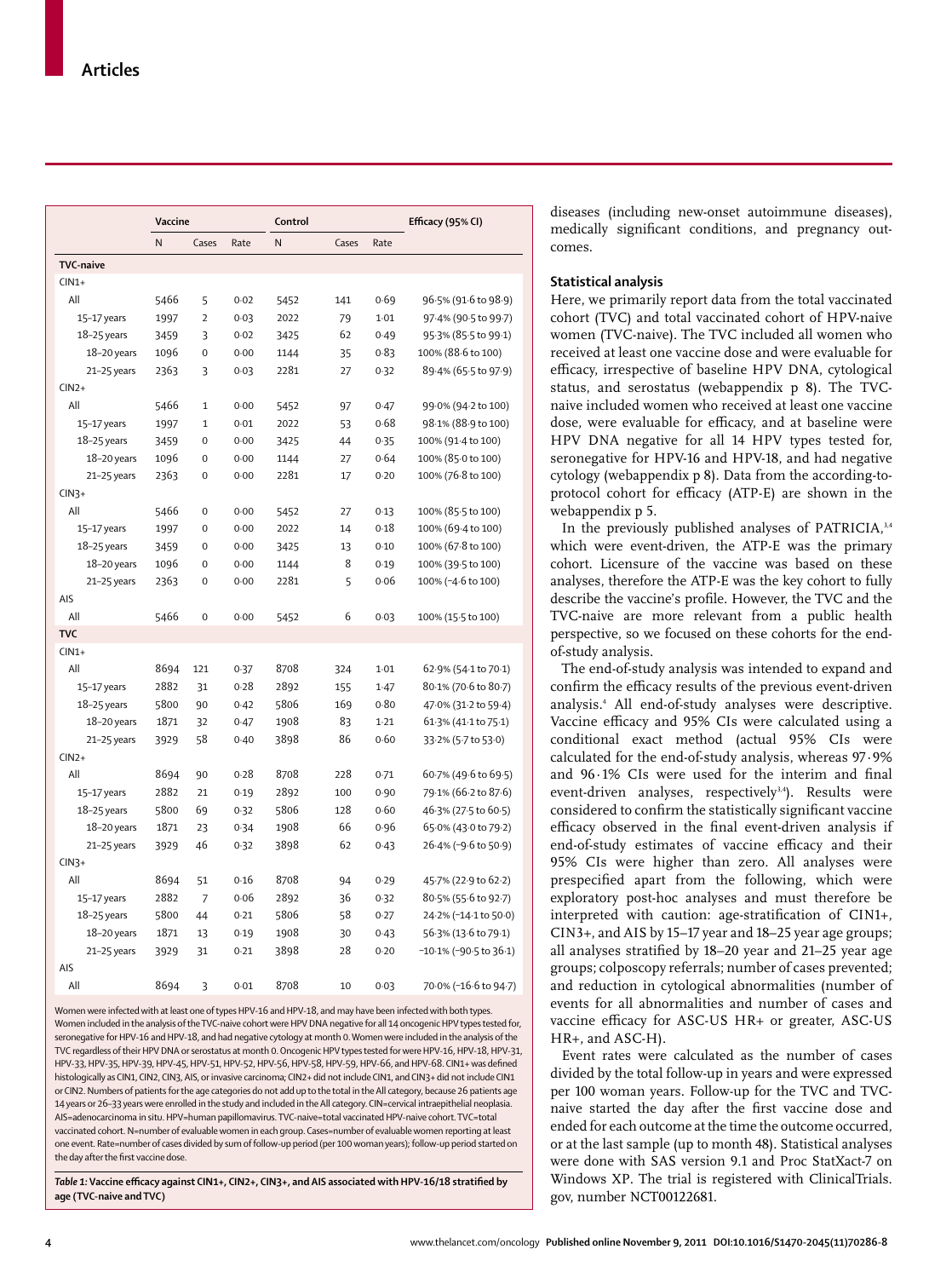| | Vaccine | | | Control | | | Efficacy (95% CI) |
|---|---|---|---|---|---|---|---|
| | N | Cases | Rate | N | Cases | Rate | |
| **TVC-naive** | | | | | | | |
| CIN1+ | | | | | | | |
| All | 5466 | 5 | 0·02 | 5452 | 141 | 0·69 | 96·5% (91·6 to 98·9) |
| 15–17 years | 1997 | 2 | 0·03 | 2022 | 79 | 1·01 | 97·4% (90·5 to 99·7) |
| 18–25 years | 3459 | 3 | 0·02 | 3425 | 62 | 0·49 | 95·3% (85·5 to 99·1) |
| 18–20 years | 1096 | 0 | 0·00 | 1144 | 35 | 0·83 | 100% (88·6 to 100) |
| 21–25 years | 2363 | 3 | 0·03 | 2281 | 27 | 0·32 | 89·4% (65·5 to 97·9) |
| CIN2+ | | | | | | | |
| All | 5466 | 1 | 0·00 | 5452 | 97 | 0·47 | 99·0% (94·2 to 100) |
| 15–17 years | 1997 | 1 | 0·01 | 2022 | 53 | 0·68 | 98·1% (88·9 to 100) |
| 18–25 years | 3459 | 0 | 0·00 | 3425 | 44 | 0·35 | 100% (91·4 to 100) |
| 18–20 years | 1096 | 0 | 0·00 | 1144 | 27 | 0·64 | 100% (85·0 to 100) |
| 21–25 years | 2363 | 0 | 0·00 | 2281 | 17 | 0·20 | 100% (76·8 to 100) |
| CIN3+ | | | | | | | |
| All | 5466 | 0 | 0·00 | 5452 | 27 | 0·13 | 100% (85·5 to 100) |
| 15–17 years | 1997 | 0 | 0·00 | 2022 | 14 | 0·18 | 100% (69·4 to 100) |
| 18–25 years | 3459 | 0 | 0·00 | 3425 | 13 | 0·10 | 100% (67·8 to 100) |
| 18–20 years | 1096 | 0 | 0·00 | 1144 | 8 | 0·19 | 100% (39·5 to 100) |
| 21–25 years | 2363 | 0 | 0·00 | 2281 | 5 | 0·06 | 100% (−4·6 to 100) |
| AIS | | | | | | | |
| All | 5466 | 0 | 0·00 | 5452 | 6 | 0·03 | 100% (15·5 to 100) |
| **TVC** | | | | | | | |
| CIN1+ | | | | | | | |
| All | 8694 | 121 | 0·37 | 8708 | 324 | 1·01 | 62·9% (54·1 to 70·1) |
| 15–17 years | 2882 | 31 | 0·28 | 2892 | 155 | 1·47 | 80·1% (70·6 to 80·7) |
| 18–25 years | 5800 | 90 | 0·42 | 5806 | 169 | 0·80 | 47·0% (31·2 to 59·4) |
| 18–20 years | 1871 | 32 | 0·47 | 1908 | 83 | 1·21 | 61·3% (41·1 to 75·1) |
| 21–25 years | 3929 | 58 | 0·40 | 3898 | 86 | 0·60 | 33·2% (5·7 to 53·0) |
| CIN2+ | | | | | | | |
| All | 8694 | 90 | 0·28 | 8708 | 228 | 0·71 | 60·7% (49·6 to 69·5) |
| 15–17 years | 2882 | 21 | 0·19 | 2892 | 100 | 0·90 | 79·1% (66·2 to 87·6) |
| 18–25 years | 5800 | 69 | 0·32 | 5806 | 128 | 0·60 | 46·3% (27·5 to 60·5) |
| 18–20 years | 1871 | 23 | 0·34 | 1908 | 66 | 0·96 | 65·0% (43·0 to 79·2) |
| 21–25 years | 3929 | 46 | 0·32 | 3898 | 62 | 0·43 | 26·4% (−9·6 to 50·9) |
| CIN3+ | | | | | | | |
| All | 8694 | 51 | 0·16 | 8708 | 94 | 0·29 | 45·7% (22·9 to 62·2) |
| 15–17 years | 2882 | 7 | 0·06 | 2892 | 36 | 0·32 | 80·5% (55·6 to 92·7) |
| 18–25 years | 5800 | 44 | 0·21 | 5806 | 58 | 0·27 | 24·2% (−14·1 to 50·0) |
| 18–20 years | 1871 | 13 | 0·19 | 1908 | 30 | 0·43 | 56·3% (13·6 to 79·1) |
| 21–25 years | 3929 | 31 | 0·21 | 3898 | 28 | 0·20 | −10·1% (−90·5 to 36·1) |
| AIS | | | | | | | |
| All | 8694 | 3 | 0·01 | 8708 | 10 | 0·03 | 70·0% (−16·6 to 94·7) |

Women were infected with at least one of types HPV-16 and HPV-18, and may have been infected with both types. Women included in the analysis of the TVC-naive cohort were HPV DNA negative for all 14 oncogenic HPV types tested for, seronegative for HPV-16 and HPV-18, and had negative cytology at month 0. Women were included in the analysis of the TVC regardless of their HPV DNA or serostatus at month 0. Oncogenic HPV types tested for were HPV-16, HPV-18, HPV-31, HPV-33, HPV-35, HPV-39, HPV-45, HPV-51, HPV-52, HPV-56, HPV-58, HPV-59, HPV-66, and HPV-68. CIN1+ was defined histologically as CIN1, CIN2, CIN3, AIS, or invasive carcinoma; CIN2+ did not include CIN1, and CIN3+ did not include CIN1 or CIN2. Numbers of patients for the age categories do not add up to the total in the All category, because 26 patients age 14 years or 26–33 years were enrolled in the study and included in the All category. CIN=cervical intraepithelial neoplasia. AIS=adenocarcinoma in situ. HPV=human papillomavirus. TVC-naive=total vaccinated HPV-naive cohort. TVC=total vaccinated cohort. N=number of evaluable women in each group. Cases=number of evaluable women reporting at least one event. Rate=number of cases divided by sum of follow-up period (per 100 woman years); follow-up period started on the day after the first vaccine dose.

*Table 1:* **Vaccine efficacy against CIN1+, CIN2+, CIN3+, and AIS associated with HPV-16/18 stratified by age (TVC-naive and TVC)**

diseases (including new-onset autoimmune diseases), medically significant conditions, and pregnancy outcomes.

### Statistical analysis

Here, we primarily report data from the total vaccinated cohort (TVC) and total vaccinated cohort of HPV-naive women (TVC-naive). The TVC included all women who received at least one vaccine dose and were evaluable for efficacy, irrespective of baseline HPV DNA, cytological status, and serostatus (webappendix p 8). The TVC-naive included women who received at least one vaccine dose, were evaluable for efficacy, and at baseline were HPV DNA negative for all 14 HPV types tested for, seronegative for HPV-16 and HPV-18, and had negative cytology (webappendix p 8). Data from the according-to-protocol cohort for efficacy (ATP-E) are shown in the webappendix p 5.

In the previously published analyses of PATRICIA,[3,4] which were event-driven, the ATP-E was the primary cohort. Licensure of the vaccine was based on these analyses, therefore the ATP-E was the key cohort to fully describe the vaccine's profile. However, the TVC and the TVC-naive are more relevant from a public health perspective, so we focused on these cohorts for the end-of-study analysis.

The end-of-study analysis was intended to expand and confirm the efficacy results of the previous event-driven analysis.[4] All end-of-study analyses were descriptive. Vaccine efficacy and 95% CIs were calculated using a conditional exact method (actual 95% CIs were calculated for the end-of-study analysis, whereas 97·9% and 96·1% CIs were used for the interim and final event-driven analyses, respectively[3,4]). Results were considered to confirm the statistically significant vaccine efficacy observed in the final event-driven analysis if end-of-study estimates of vaccine efficacy and their 95% CIs were higher than zero. All analyses were prespecified apart from the following, which were exploratory post-hoc analyses and must therefore be interpreted with caution: age-stratification of CIN1+, CIN3+, and AIS by 15–17 year and 18–25 year age groups; all analyses stratified by 18–20 year and 21–25 year age groups; colposcopy referrals; number of cases prevented; and reduction in cytological abnormalities (number of events for all abnormalities and number of cases and vaccine efficacy for ASC-US HR+ or greater, ASC-US HR+, and ASC-H).

Event rates were calculated as the number of cases divided by the total follow-up in years and were expressed per 100 woman years. Follow-up for the TVC and TVC-naive started the day after the first vaccine dose and ended for each outcome at the time the outcome occurred, or at the last sample (up to month 48). Statistical analyses were done with SAS version 9.1 and Proc StatXact-7 on Windows XP. The trial is registered with ClinicalTrials.gov, number NCT00122681.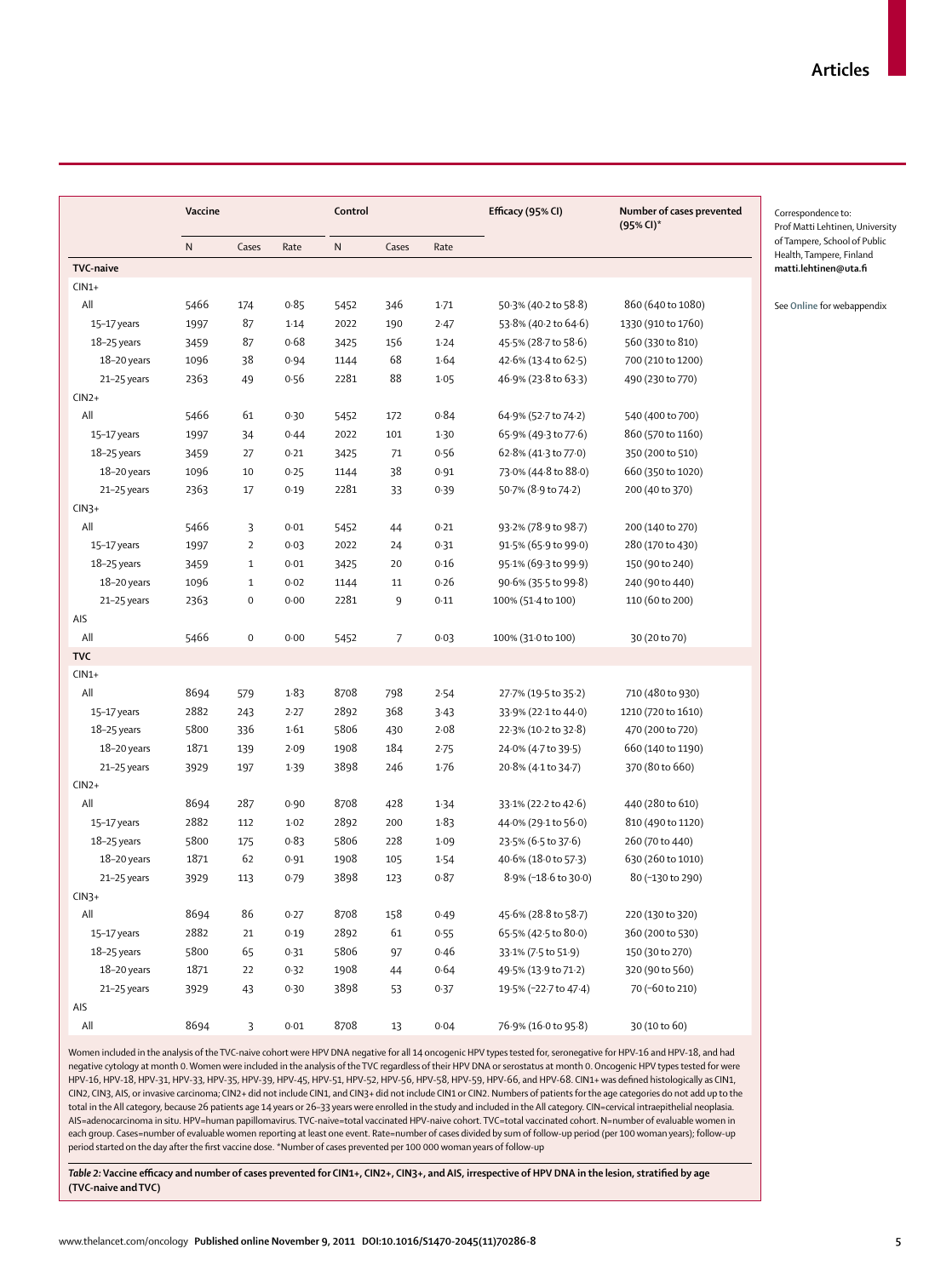| | Vaccine | | | Control | | | Efficacy (95% CI) | Number of cases prevented (95% CI)* |
|---|---|---|---|---|---|---|---|---|
| | N | Cases | Rate | N | Cases | Rate | | |
| **TVC-naive** | | | | | | | | |
| CIN1+ | | | | | | | | |
| All | 5466 | 174 | 0·85 | 5452 | 346 | 1·71 | 50·3% (40·2 to 58·8) | 860 (640 to 1080) |
| 15–17 years | 1997 | 87 | 1·14 | 2022 | 190 | 2·47 | 53·8% (40·2 to 64·6) | 1330 (910 to 1760) |
| 18–25 years | 3459 | 87 | 0·68 | 3425 | 156 | 1·24 | 45·5% (28·7 to 58·6) | 560 (330 to 810) |
| 18–20 years | 1096 | 38 | 0·94 | 1144 | 68 | 1·64 | 42·6% (13·4 to 62·5) | 700 (210 to 1200) |
| 21–25 years | 2363 | 49 | 0·56 | 2281 | 88 | 1·05 | 46·9% (23·8 to 63·3) | 490 (230 to 770) |
| CIN2+ | | | | | | | | |
| All | 5466 | 61 | 0·30 | 5452 | 172 | 0·84 | 64·9% (52·7 to 74·2) | 540 (400 to 700) |
| 15–17 years | 1997 | 34 | 0·44 | 2022 | 101 | 1·30 | 65·9% (49·3 to 77·6) | 860 (570 to 1160) |
| 18–25 years | 3459 | 27 | 0·21 | 3425 | 71 | 0·56 | 62·8% (41·3 to 77·0) | 350 (200 to 510) |
| 18–20 years | 1096 | 10 | 0·25 | 1144 | 38 | 0·91 | 73·0% (44·8 to 88·0) | 660 (350 to 1020) |
| 21–25 years | 2363 | 17 | 0·19 | 2281 | 33 | 0·39 | 50·7% (8·9 to 74·2) | 200 (40 to 370) |
| CIN3+ | | | | | | | | |
| All | 5466 | 3 | 0·01 | 5452 | 44 | 0·21 | 93·2% (78·9 to 98·7) | 200 (140 to 270) |
| 15–17 years | 1997 | 2 | 0·03 | 2022 | 24 | 0·31 | 91·5% (65·9 to 99·0) | 280 (170 to 430) |
| 18–25 years | 3459 | 1 | 0·01 | 3425 | 20 | 0·16 | 95·1% (69·3 to 99·9) | 150 (90 to 240) |
| 18–20 years | 1096 | 1 | 0·02 | 1144 | 11 | 0·26 | 90·6% (35·5 to 99·8) | 240 (90 to 440) |
| 21–25 years | 2363 | 0 | 0·00 | 2281 | 9 | 0·11 | 100% (51·4 to 100) | 110 (60 to 200) |
| AIS | | | | | | | | |
| All | 5466 | 0 | 0·00 | 5452 | 7 | 0·03 | 100% (31·0 to 100) | 30 (20 to 70) |
| **TVC** | | | | | | | | |
| CIN1+ | | | | | | | | |
| All | 8694 | 579 | 1·83 | 8708 | 798 | 2·54 | 27·7% (19·5 to 35·2) | 710 (480 to 930) |
| 15–17 years | 2882 | 243 | 2·27 | 2892 | 368 | 3·43 | 33·9% (22·1 to 44·0) | 1210 (720 to 1610) |
| 18–25 years | 5800 | 336 | 1·61 | 5806 | 430 | 2·08 | 22·3% (10·2 to 32·8) | 470 (200 to 720) |
| 18–20 years | 1871 | 139 | 2·09 | 1908 | 184 | 2·75 | 24·0% (4·7 to 39·5) | 660 (140 to 1190) |
| 21–25 years | 3929 | 197 | 1·39 | 3898 | 246 | 1·76 | 20·8% (4·1 to 34·7) | 370 (80 to 660) |
| CIN2+ | | | | | | | | |
| All | 8694 | 287 | 0·90 | 8708 | 428 | 1·34 | 33·1% (22·2 to 42·6) | 440 (280 to 610) |
| 15–17 years | 2882 | 112 | 1·02 | 2892 | 200 | 1·83 | 44·0% (29·1 to 56·0) | 810 (490 to 1120) |
| 18–25 years | 5800 | 175 | 0·83 | 5806 | 228 | 1·09 | 23·5% (6·5 to 37·6) | 260 (70 to 440) |
| 18–20 years | 1871 | 62 | 0·91 | 1908 | 105 | 1·54 | 40·6% (18·0 to 57·3) | 630 (260 to 1010) |
| 21–25 years | 3929 | 113 | 0·79 | 3898 | 123 | 0·87 | 8·9% (−18·6 to 30·0) | 80 (−130 to 290) |
| CIN3+ | | | | | | | | |
| All | 8694 | 86 | 0·27 | 8708 | 158 | 0·49 | 45·6% (28·8 to 58·7) | 220 (130 to 320) |
| 15–17 years | 2882 | 21 | 0·19 | 2892 | 61 | 0·55 | 65·5% (42·5 to 80·0) | 360 (200 to 530) |
| 18–25 years | 5800 | 65 | 0·31 | 5806 | 97 | 0·46 | 33·1% (7·5 to 51·9) | 150 (30 to 270) |
| 18–20 years | 1871 | 22 | 0·32 | 1908 | 44 | 0·64 | 49·5% (13·9 to 71·2) | 320 (90 to 560) |
| 21–25 years | 3929 | 43 | 0·30 | 3898 | 53 | 0·37 | 19·5% (−22·7 to 47·4) | 70 (−60 to 210) |
| AIS | | | | | | | | |
| All | 8694 | 3 | 0·01 | 8708 | 13 | 0·04 | 76·9% (16·0 to 95·8) | 30 (10 to 60) |

Women included in the analysis of the TVC-naive cohort were HPV DNA negative for all 14 oncogenic HPV types tested for, seronegative for HPV-16 and HPV-18, and had negative cytology at month 0. Women were included in the analysis of the TVC regardless of their HPV DNA or serostatus at month 0. Oncogenic HPV types tested for were HPV-16, HPV-18, HPV-31, HPV-33, HPV-35, HPV-39, HPV-45, HPV-51, HPV-52, HPV-56, HPV-58, HPV-59, HPV-66, and HPV-68. CIN1+ was defined histologically as CIN1, CIN2, CIN3, AIS, or invasive carcinoma; CIN2+ did not include CIN1, and CIN3+ did not include CIN1 or CIN2. Numbers of patients for the age categories do not add up to the total in the All category, because 26 patients age 14 years or 26–33 years were enrolled in the study and included in the All category. CIN=cervical intraepithelial neoplasia. AIS=adenocarcinoma in situ. HPV=human papillomavirus. TVC-naive=total vaccinated HPV-naive cohort. TVC=total vaccinated cohort. N=number of evaluable women in each group. Cases=number of evaluable women reporting at least one event. Rate=number of cases divided by sum of follow-up period (per 100 woman years); follow-up period started on the day after the first vaccine dose. *Number of cases prevented per 100 000 woman years of follow-up

***Table 2:* Vaccine efficacy and number of cases prevented for CIN1+, CIN2+, CIN3+, and AIS, irrespective of HPV DNA in the lesion, stratified by age (TVC-naive and TVC)**

Correspondence to: Prof Matti Lehtinen, University of Tampere, School of Public Health, Tampere, Finland **matti.lehtinen@uta.fi**

See **Online** for webappendix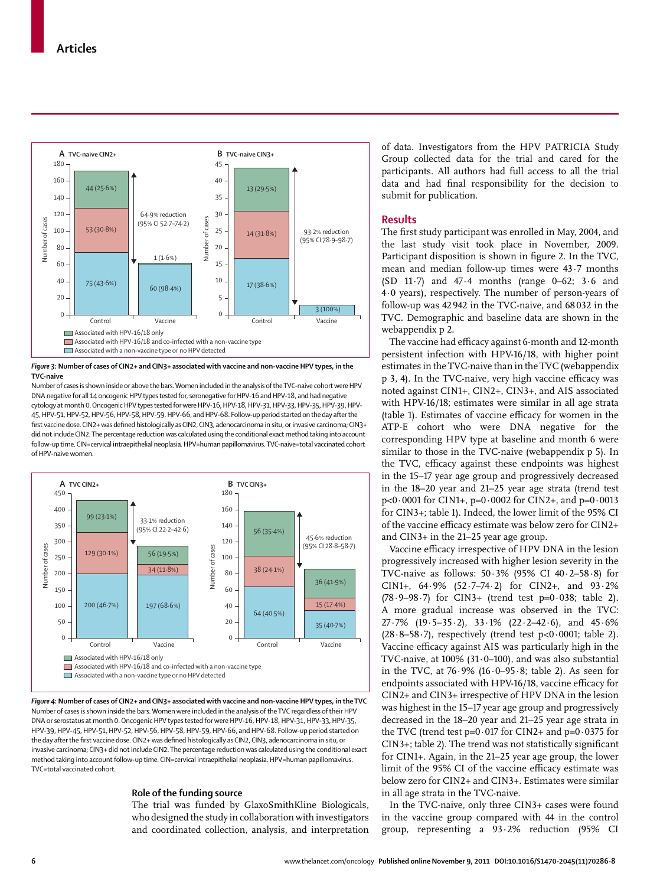Figure 3: Number of cases of CIN2+ and CIN3+ associated with vaccine and non-vaccine HPV types, in the TVC-naive

Number of cases is shown inside or above the bars. Women included in the analysis of the TVC-naive cohort were HPV DNA negative for all 14 oncogenic HPV types tested for, seronegative for HPV-16 and HPV-18, and had negative cytology at month 0. Oncogenic HPV types tested for were HPV-16, HPV-18, HPV-31, HPV-33, HPV-35, HPV-39, HPV-45, HPV-51, HPV-52, HPV-56, HPV-58, HPV-59, HPV-66, and HPV-68. Follow-up period started on the day after the first vaccine dose. CIN2+ was defined histologically as CIN2, CIN3, adenocarcinoma in situ, or invasive carcinoma; CIN3+ did not include CIN2. The percentage reduction was calculated using the conditional exact method taking into account follow-up time. CIN=cervical intraepithelial neoplasia. HPV=human papillomavirus. TVC-naive=total vaccinated cohort of HPV-naive women.

Figure 4: Number of cases of CIN2+ and CIN3+ associated with vaccine and non-vaccine HPV types, in the TVC

Number of cases is shown inside the bars. Women were included in the analysis of the TVC regardless of their HPV DNA or serostatus at month 0. Oncogenic HPV types tested for were HPV-16, HPV-18, HPV-31, HPV-33, HPV-35, HPV-39, HPV-45, HPV-51, HPV-52, HPV-56, HPV-58, HPV-59, HPV-66, and HPV-68. Follow-up period started on the day after the first vaccine dose. CIN2+ was defined histologically as CIN2, CIN3, adenocarcinoma in situ, or invasive carcinoma; CIN3+ did not include CIN2. The percentage reduction was calculated using the conditional exact method taking into account follow-up time. CIN=cervical intraepithelial neoplasia. HPV=human papillomavirus. TVC=total vaccinated cohort.

### Role of the funding source

The trial was funded by GlaxoSmithKline Biologicals, who designed the study in collaboration with investigators and coordinated collection, analysis, and interpretation of data. Investigators from the HPV PATRICIA Study Group collected data for the trial and cared for the participants. All authors had full access to all the trial data and had final responsibility for the decision to submit for publication.

## Results

The first study participant was enrolled in May, 2004, and the last study visit took place in November, 2009. Participant disposition is shown in figure 2. In the TVC, mean and median follow-up times were 43·7 months (SD 11·7) and 47·4 months (range 0–62; 3·6 and 4·0 years), respectively. The number of person-years of follow-up was 42 942 in the TVC-naive, and 68 032 in the TVC. Demographic and baseline data are shown in the webappendix p 2.

The vaccine had efficacy against 6-month and 12-month persistent infection with HPV-16/18, with higher point estimates in the TVC-naive than in the TVC (webappendix p 3, 4). In the TVC-naive, very high vaccine efficacy was noted against CIN1+, CIN2+, CIN3+, and AIS associated with HPV-16/18; estimates were similar in all age strata (table 1). Estimates of vaccine efficacy for women in the ATP-E cohort who were DNA negative for the corresponding HPV type at baseline and month 6 were similar to those in the TVC-naive (webappendix p 5). In the TVC, efficacy against these endpoints was highest in the 15–17 year age group and progressively decreased in the 18–20 year and 21–25 year age strata (trend test $p<0·0001$ for CIN1+, $p=0·0002$ for CIN2+, and $p=0·0013$ for CIN3+; table 1). Indeed, the lower limit of the 95% CI of the vaccine efficacy estimate was below zero for CIN2+ and CIN3+ in the 21–25 year age group.

Vaccine efficacy irrespective of HPV DNA in the lesion progressively increased with higher lesion severity in the TVC-naive as follows: 50·3% (95% CI 40·2–58·8) for CIN1+, 64·9% (52·7–74·2) for CIN2+, and 93·2% (78·9–98·7) for CIN3+ (trend test $p=0·038$; table 2). A more gradual increase was observed in the TVC: 27·7% (19·5–35·2), 33·1% (22·2–42·6), and 45·6% (28·8–58·7), respectively (trend test $p<0·0001$; table 2). Vaccine efficacy against AIS was particularly high in the TVC-naive, at 100% (31·0–100), and was also substantial in the TVC, at 76·9% (16·0–95·8; table 2). As seen for endpoints associated with HPV-16/18, vaccine efficacy for CIN2+ and CIN3+ irrespective of HPV DNA in the lesion was highest in the 15–17 year age group and progressively decreased in the 18–20 year and 21–25 year age strata in the TVC (trend test $p=0·017$ for CIN2+ and $p=0·0375$ for CIN3+; table 2). The trend was not statistically significant for CIN1+. Again, in the 21–25 year age group, the lower limit of the 95% CI of the vaccine efficacy estimate was below zero for CIN2+ and CIN3+. Estimates were similar in all age strata in the TVC-naive.

In the TVC-naive, only three CIN3+ cases were found in the vaccine group compared with 44 in the control group, representing a 93·2% reduction (95% CI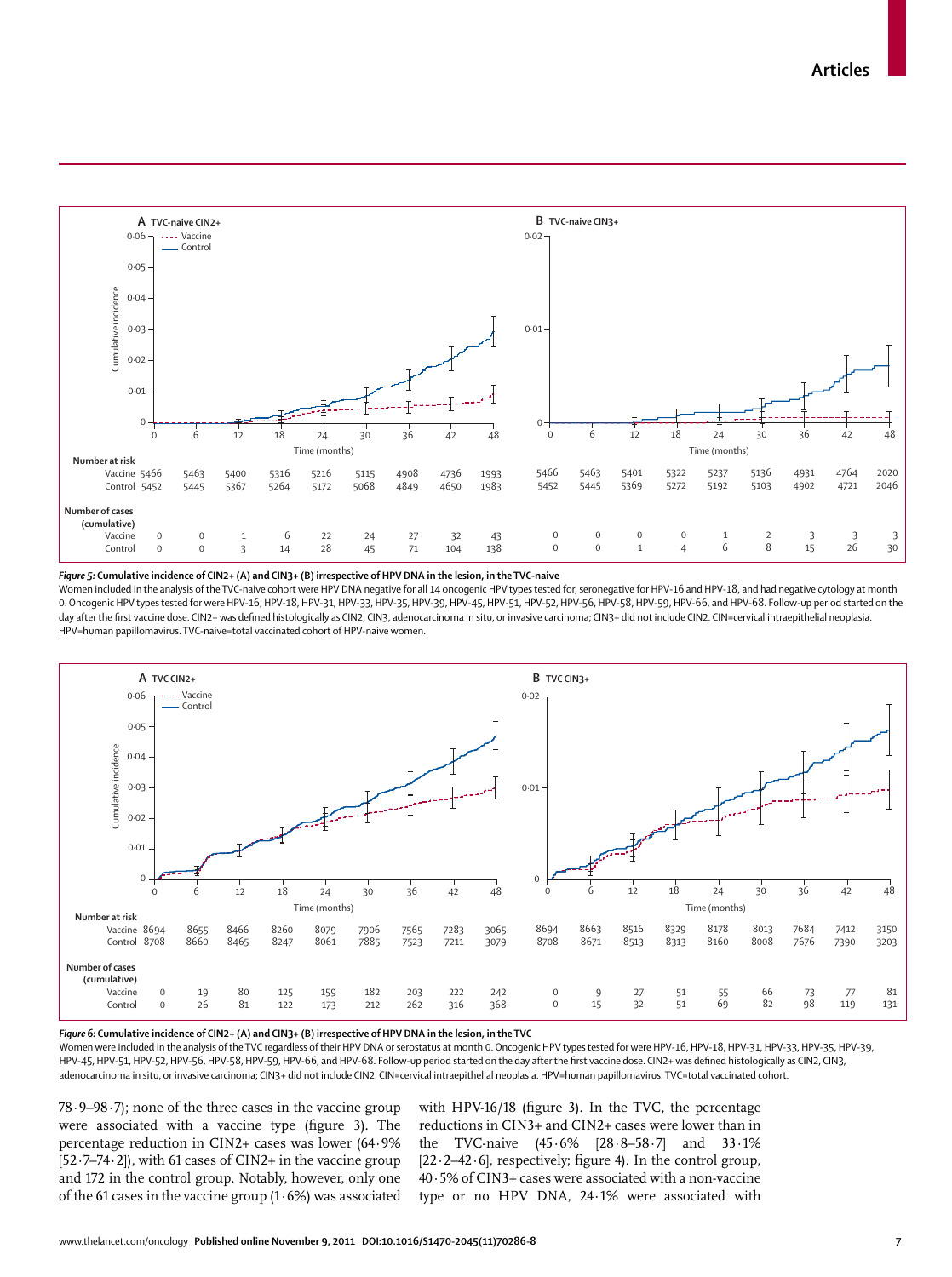| | 0 | 6 | 12 | 18 | 24 | 30 | 36 | 42 | 48 |
|---|---|---|---|---|---|---|---|---|---|
| **A TVC-naive CIN2+ — Number at risk** | | | | | | | | | |
| Vaccine | 5466 | 5463 | 5400 | 5316 | 5216 | 5115 | 4908 | 4736 | 1993 |
| Control | 5452 | 5445 | 5367 | 5264 | 5172 | 5068 | 4849 | 4650 | 1983 |
| **Number of cases (cumulative)** | | | | | | | | | |
| Vaccine | 0 | 0 | 1 | 6 | 22 | 24 | 27 | 32 | 43 |
| Control | 0 | 0 | 3 | 14 | 28 | 45 | 71 | 104 | 138 |
| **B TVC-naive CIN3+ — Number at risk** | | | | | | | | | |
| Vaccine | 5466 | 5463 | 5401 | 5322 | 5237 | 5136 | 4931 | 4764 | 2020 |
| Control | 5452 | 5445 | 5369 | 5272 | 5192 | 5103 | 4902 | 4721 | 2046 |
| **Number of cases (cumulative)** | | | | | | | | | |
| Vaccine | 0 | 0 | 0 | 0 | 1 | 2 | 3 | 3 | 3 |
| Control | 0 | 0 | 1 | 4 | 6 | 8 | 15 | 26 | 30 |

*Figure 5:* **Cumulative incidence of CIN2+ (A) and CIN3+ (B) irrespective of HPV DNA in the lesion, in the TVC-naive**

Women included in the analysis of the TVC-naive cohort were HPV DNA negative for all 14 oncogenic HPV types tested for, seronegative for HPV-16 and HPV-18, and had negative cytology at month 0. Oncogenic HPV types tested for were HPV-16, HPV-18, HPV-31, HPV-33, HPV-35, HPV-39, HPV-45, HPV-51, HPV-52, HPV-56, HPV-58, HPV-59, HPV-66, and HPV-68. Follow-up period started on the day after the first vaccine dose. CIN2+ was defined histologically as CIN2, CIN3, adenocarcinoma in situ, or invasive carcinoma; CIN3+ did not include CIN2. CIN=cervical intraepithelial neoplasia. HPV=human papillomavirus. TVC-naive=total vaccinated cohort of HPV-naive women.

| | 0 | 6 | 12 | 18 | 24 | 30 | 36 | 42 | 48 |
|---|---|---|---|---|---|---|---|---|---|
| **A TVC CIN2+ — Number at risk** | | | | | | | | | |
| Vaccine | 8694 | 8655 | 8466 | 8260 | 8079 | 7906 | 7565 | 7283 | 3065 |
| Control | 8708 | 8660 | 8465 | 8247 | 8061 | 7885 | 7523 | 7211 | 3079 |
| **Number of cases (cumulative)** | | | | | | | | | |
| Vaccine | 0 | 19 | 80 | 125 | 159 | 182 | 203 | 222 | 242 |
| Control | 0 | 26 | 81 | 122 | 173 | 212 | 262 | 316 | 368 |
| **B TVC CIN3+ — Number at risk** | | | | | | | | | |
| Vaccine | 8694 | 8663 | 8516 | 8329 | 8178 | 8013 | 7684 | 7412 | 3150 |
| Control | 8708 | 8671 | 8513 | 8313 | 8160 | 8008 | 7676 | 7390 | 3203 |
| **Number of cases (cumulative)** | | | | | | | | | |
| Vaccine | 0 | 9 | 27 | 51 | 55 | 66 | 73 | 77 | 81 |
| Control | 0 | 15 | 32 | 51 | 69 | 82 | 98 | 119 | 131 |

*Figure 6:* **Cumulative incidence of CIN2+ (A) and CIN3+ (B) irrespective of HPV DNA in the lesion, in the TVC**

Women were included in the analysis of the TVC regardless of their HPV DNA or serostatus at month 0. Oncogenic HPV types tested for were HPV-16, HPV-18, HPV-31, HPV-33, HPV-35, HPV-39, HPV-45, HPV-51, HPV-52, HPV-56, HPV-58, HPV-59, HPV-66, and HPV-68. Follow-up period started on the day after the first vaccine dose. CIN2+ was defined histologically as CIN2, CIN3, adenocarcinoma in situ, or invasive carcinoma; CIN3+ did not include CIN2. CIN=cervical intraepithelial neoplasia. HPV=human papillomavirus. TVC=total vaccinated cohort.

78·9–98·7); none of the three cases in the vaccine group were associated with a vaccine type (figure 3). The percentage reduction in CIN2+ cases was lower (64·9% [52·7–74·2]), with 61 cases of CIN2+ in the vaccine group and 172 in the control group. Notably, however, only one of the 61 cases in the vaccine group (1·6%) was associated with HPV-16/18 (figure 3). In the TVC, the percentage reductions in CIN3+ and CIN2+ cases were lower than in the TVC-naive (45·6% [28·8–58·7] and 33·1% [22·2–42·6], respectively; figure 4). In the control group, 40·5% of CIN3+ cases were associated with a non-vaccine type or no HPV DNA, 24·1% were associated with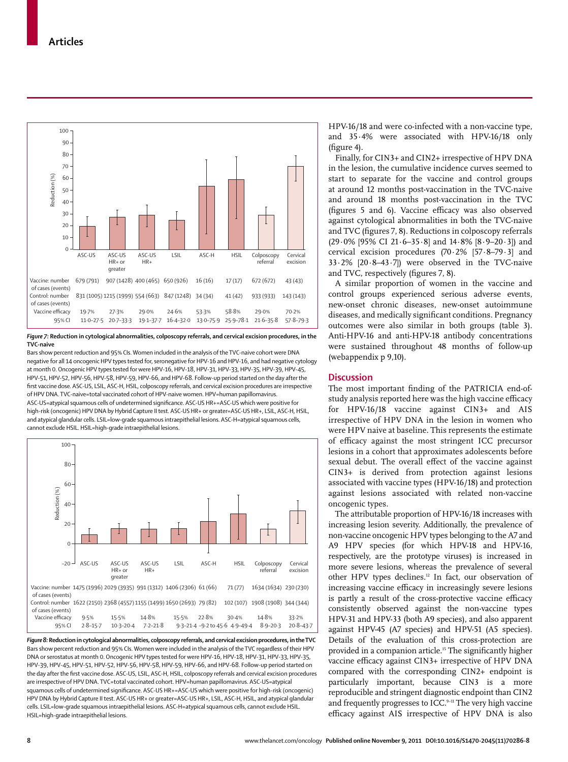| | ASC-US | ASC-US HR+ or greater | ASC-US HR+ | LSIL | ASC-H | HSIL | Colposcopy referral | Cervical excision |
|---|---|---|---|---|---|---|---|---|
| Vaccine: number of cases (events) | 679 (791) | 907 (1428) | 400 (465) | 650 (926) | 16 (16) | 17 (17) | 672 (672) | 43 (43) |
| Control: number of cases (events) | 831 (1005) | 1215 (1999) | 554 (663) | 847 (1248) | 34 (34) | 41 (42) | 933 (933) | 143 (143) |
| Vaccine efficacy | 19·7% | 27·3% | 29·0% | 24·6% | 53·3% | 58·8% | 29·0% | 70·2% |
| 95% CI | 11·0–27·5 | 20·7–33·3 | 19·1–37·7 | 16·4–32·0 | 13·0–75·9 | 25·9–78·1 | 21·6–35·8 | 57·8–79·3 |

**Figure 7: Reduction in cytological abnormalities, colposcopy referrals, and cervical excision procedures, in the TVC-naive**

Bars show percent reduction and 95% CIs. Women included in the analysis of the TVC-naive cohort were DNA negative for all 14 oncogenic HPV types tested for, seronegative for HPV-16 and HPV-16, and had negative cytology at month 0. Oncogenic HPV types tested for were HPV-16, HPV-18, HPV-31, HPV-33, HPV-35, HPV-39, HPV-45, HPV-51, HPV-52, HPV-56, HPV-58, HPV-59, HPV-66, and HPV-68. Follow-up period started on the day after the first vaccine dose. ASC-US, LSIL, ASC-H, HSIL, colposcopy referrals, and cervical excision procedures are irrespective of HPV DNA. TVC-naive=total vaccinated cohort of HPV-naive women. HPV=human papillomavirus. ASC-US=atypical squamous cells of undetermined significance. ASC-US HR+=ASC-US which were positive for high-risk (oncogenic) HPV DNA by Hybrid Capture II test. ASC-US HR+ or greater=ASC-US HR+, LSIL, ASC-H, HSIL, and atypical glandular cells. LSIL=low-grade squamous intraepithelial lesions. ASC-H=atypical squamous cells, cannot exclude HSIL. HSIL=high-grade intraepithelial lesions.

| | ASC-US | ASC-US HR+ or greater | ASC-US HR+ | LSIL | ASC-H | HSIL | Colposcopy referral | Cervical excision |
|---|---|---|---|---|---|---|---|---|
| Vaccine: number of cases (events) | 1475 (1996) | 2029 (3935) | 991 (1312) | 1406 (2306) | 61 (66) | 71 (77) | 1634 (1634) | 230 (230) |
| Control: number of cases (events) | 1622 (2150) | 2368 (4557) | 1155 (1499) | 1650 (2693) | 79 (82) | 102 (107) | 1908 (1908) | 344 (344) |
| Vaccine efficacy | 9·5% | 15·5% | 14·8% | 15·5% | 22·8% | 30·4% | 14·8% | 33·2% |
| 95% CI | 2·8–15·7 | 10·3–20·4 | 7·2–21·8 | 9·3–21·4 | −9·2 to 45·6 | 4·9–49·4 | 8·9–20·3 | 20·8–43·7 |

**Figure 8: Reduction in cytological abnormalities, colposcopy referrals, and cervical excision procedures, in the TVC**

Bars show percent reduction and 95% CIs. Women were included in the analysis of the TVC regardless of their HPV DNA or serostatus at month 0. Oncogenic HPV types tested for were HPV-16, HPV-18, HPV-31, HPV-33, HPV-35, HPV-39, HPV-45, HPV-51, HPV-52, HPV-56, HPV-58, HPV-59, HPV-66, and HPV-68. Follow-up period started on the day after the first vaccine dose. ASC-US, LSIL, ASC-H, HSIL, colposcopy referrals and cervical excision procedures are irrespective of HPV DNA. TVC=total vaccinated cohort. HPV=human papillomavirus. ASC-US=atypical squamous cells of undetermined significance. ASC-US HR+=ASC-US which were positive for high-risk (oncogenic) HPV DNA by Hybrid Capture II test. ASC-US HR+ or greater=ASC-US HR+, LSIL, ASC-H, HSIL, and atypical glandular cells. LSIL=low-grade squamous intraepithelial lesions. ASC-H=atypical squamous cells, cannot exclude HSIL. HSIL=high-grade intraepithelial lesions.

HPV-16/18 and were co-infected with a non-vaccine type, and 35·4% were associated with HPV-16/18 only (figure 4).

Finally, for CIN3+ and CIN2+ irrespective of HPV DNA in the lesion, the cumulative incidence curves seemed to start to separate for the vaccine and control groups at around 12 months post-vaccination in the TVC-naive and around 18 months post-vaccination in the TVC (figures 5 and 6). Vaccine efficacy was also observed against cytological abnormalities in both the TVC-naive and TVC (figures 7, 8). Reductions in colposcopy referrals (29·0% [95% CI 21·6–35·8] and 14·8% [8·9–20·3]) and cervical excision procedures (70·2% [57·8–79·3] and 33·2% [20·8–43·7]) were observed in the TVC-naive and TVC, respectively (figures 7, 8).

A similar proportion of women in the vaccine and control groups experienced serious adverse events, new-onset chronic diseases, new-onset autoimmune diseases, and medically significant conditions. Pregnancy outcomes were also similar in both groups (table 3). Anti-HPV-16 and anti-HPV-18 antibody concentrations were sustained throughout 48 months of follow-up (webappendix p 9,10).

## Discussion

The most important finding of the PATRICIA end-of-study analysis reported here was the high vaccine efficacy for HPV-16/18 vaccine against CIN3+ and AIS irrespective of HPV DNA in the lesion in women who were HPV naive at baseline. This represents the estimate of efficacy against the most stringent ICC precursor lesions in a cohort that approximates adolescents before sexual debut. The overall effect of the vaccine against CIN3+ is derived from protection against lesions associated with vaccine types (HPV-16/18) and protection against lesions associated with related non-vaccine oncogenic types.

The attributable proportion of HPV-16/18 increases with increasing lesion severity. Additionally, the prevalence of non-vaccine oncogenic HPV types belonging to the A7 and A9 HPV species (for which HPV-18 and HPV-16, respectively, are the prototype viruses) is increased in more severe lesions, whereas the prevalence of several other HPV types declines.[12] In fact, our observation of increasing vaccine efficacy in increasingly severe lesions is partly a result of the cross-protective vaccine efficacy consistently observed against the non-vaccine types HPV-31 and HPV-33 (both A9 species), and also apparent against HPV-45 (A7 species) and HPV-51 (A5 species). Details of the evaluation of this cross-protection are provided in a companion article.[15] The significantly higher vaccine efficacy against CIN3+ irrespective of HPV DNA compared with the corresponding CIN2+ endpoint is particularly important, because CIN3 is a more reproducible and stringent diagnostic endpoint than CIN2 and frequently progresses to ICC.[9–11] The very high vaccine efficacy against AIS irrespective of HPV DNA is also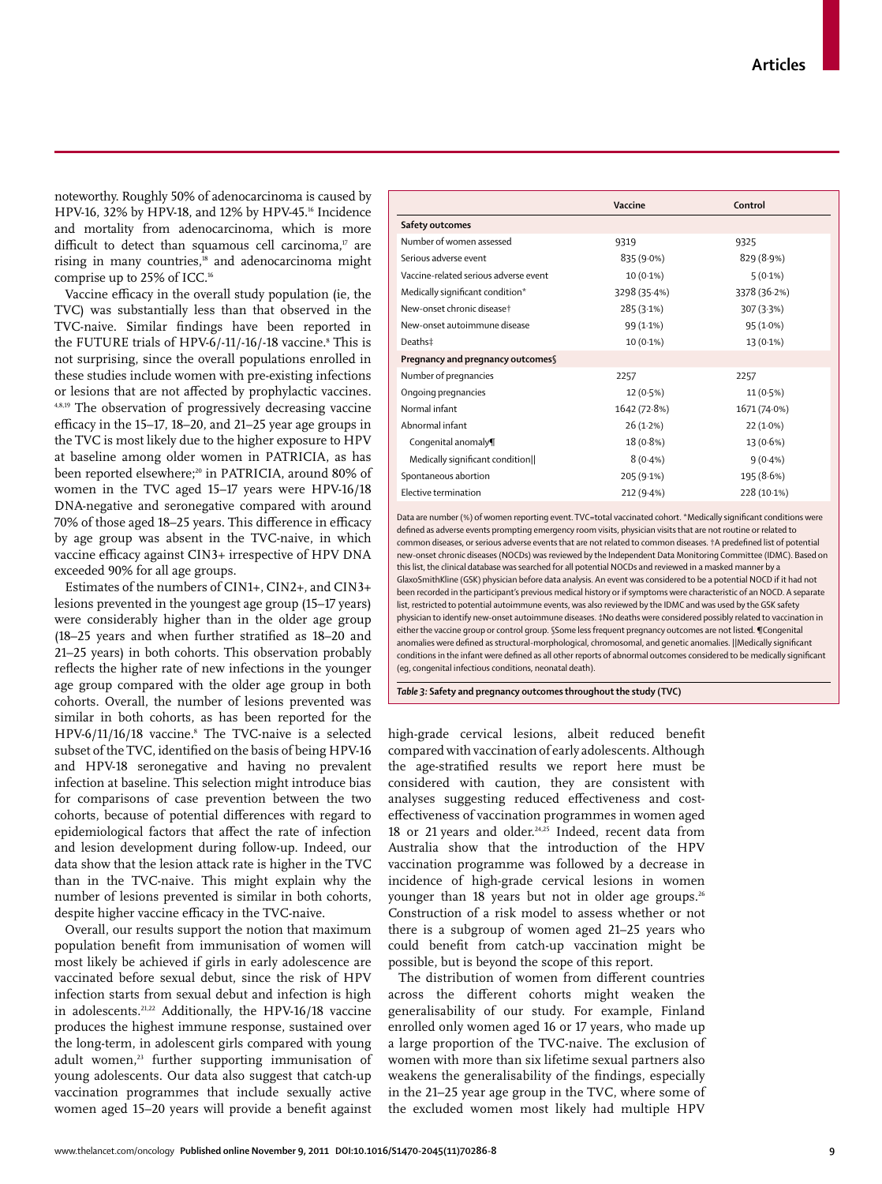noteworthy. Roughly 50% of adenocarcinoma is caused by HPV-16, 32% by HPV-18, and 12% by HPV-45.[16] Incidence and mortality from adenocarcinoma, which is more difficult to detect than squamous cell carcinoma,[17] are rising in many countries,[18] and adenocarcinoma might comprise up to 25% of ICC.[16]

Vaccine efficacy in the overall study population (ie, the TVC) was substantially less than that observed in the TVC-naive. Similar findings have been reported in the FUTURE trials of HPV-6/-11/-16/-18 vaccine.[8] This is not surprising, since the overall populations enrolled in these studies include women with pre-existing infections or lesions that are not affected by prophylactic vaccines.[4,8,19] The observation of progressively decreasing vaccine efficacy in the 15–17, 18–20, and 21–25 year age groups in the TVC is most likely due to the higher exposure to HPV at baseline among older women in PATRICIA, as has been reported elsewhere;[20] in PATRICIA, around 80% of women in the TVC aged 15–17 years were HPV-16/18 DNA-negative and seronegative compared with around 70% of those aged 18–25 years. This difference in efficacy by age group was absent in the TVC-naive, in which vaccine efficacy against CIN3+ irrespective of HPV DNA exceeded 90% for all age groups.

Estimates of the numbers of CIN1+, CIN2+, and CIN3+ lesions prevented in the youngest age group (15–17 years) were considerably higher than in the older age group (18–25 years and when further stratified as 18–20 and 21–25 years) in both cohorts. This observation probably reflects the higher rate of new infections in the younger age group compared with the older age group in both cohorts. Overall, the number of lesions prevented was similar in both cohorts, as has been reported for the HPV-6/11/16/18 vaccine.[8] The TVC-naive is a selected subset of the TVC, identified on the basis of being HPV-16 and HPV-18 seronegative and having no prevalent infection at baseline. This selection might introduce bias for comparisons of case prevention between the two cohorts, because of potential differences with regard to epidemiological factors that affect the rate of infection and lesion development during follow-up. Indeed, our data show that the lesion attack rate is higher in the TVC than in the TVC-naive. This might explain why the number of lesions prevented is similar in both cohorts, despite higher vaccine efficacy in the TVC-naive.

Overall, our results support the notion that maximum population benefit from immunisation of women will most likely be achieved if girls in early adolescence are vaccinated before sexual debut, since the risk of HPV infection starts from sexual debut and infection is high in adolescents.[21,22] Additionally, the HPV-16/18 vaccine produces the highest immune response, sustained over the long-term, in adolescent girls compared with young adult women,[23] further supporting immunisation of young adolescents. Our data also suggest that catch-up vaccination programmes that include sexually active women aged 15–20 years will provide a benefit against high-grade cervical lesions, albeit reduced benefit compared with vaccination of early adolescents. Although the age-stratified results we report here must be considered with caution, they are consistent with analyses suggesting reduced effectiveness and cost-effectiveness of vaccination programmes in women aged 18 or 21 years and older.[24,25] Indeed, recent data from Australia show that the introduction of the HPV vaccination programme was followed by a decrease in incidence of high-grade cervical lesions in women younger than 18 years but not in older age groups.[26] Construction of a risk model to assess whether or not there is a subgroup of women aged 21–25 years who could benefit from catch-up vaccination might be possible, but is beyond the scope of this report.

The distribution of women from different countries across the different cohorts might weaken the generalisability of our study. For example, Finland enrolled only women aged 16 or 17 years, who made up a large proportion of the TVC-naive. The exclusion of women with more than six lifetime sexual partners also weakens the generalisability of the findings, especially in the 21–25 year age group in the TVC, where some of the excluded women most likely had multiple HPV

| | Vaccine | Control |
|---|---|---|
| **Safety outcomes** | | |
| Number of women assessed | 9319 | 9325 |
| Serious adverse event | 835 (9·0%) | 829 (8·9%) |
| Vaccine-related serious adverse event | 10 (0·1%) | 5 (0·1%) |
| Medically significant condition* | 3298 (35·4%) | 3378 (36·2%) |
| New-onset chronic disease† | 285 (3·1%) | 307 (3·3%) |
| New-onset autoimmune disease | 99 (1·1%) | 95 (1·0%) |
| Deaths‡ | 10 (0·1%) | 13 (0·1%) |
| **Pregnancy and pregnancy outcomes§** | | |
| Number of pregnancies | 2257 | 2257 |
| Ongoing pregnancies | 12 (0·5%) | 11 (0·5%) |
| Normal infant | 1642 (72·8%) | 1671 (74·0%) |
| Abnormal infant | 26 (1·2%) | 22 (1·0%) |
| Congenital anomaly¶ | 18 (0·8%) | 13 (0·6%) |
| Medically significant condition‖ | 8 (0·4%) | 9 (0·4%) |
| Spontaneous abortion | 205 (9·1%) | 195 (8·6%) |
| Elective termination | 212 (9·4%) | 228 (10·1%) |

Data are number (%) of women reporting event. TVC=total vaccinated cohort. *Medically significant conditions were defined as adverse events prompting emergency room visits, physician visits that are not routine or related to common diseases, or serious adverse events that are not related to common diseases. †A predefined list of potential new-onset chronic diseases (NOCDs) was reviewed by the Independent Data Monitoring Committee (IDMC). Based on this list, the clinical database was searched for all potential NOCDs and reviewed in a masked manner by a GlaxoSmithKline (GSK) physician before data analysis. An event was considered to be a potential NOCD if it had not been recorded in the participant's previous medical history or if symptoms were characteristic of an NOCD. A separate list, restricted to potential autoimmune events, was also reviewed by the IDMC and was used by the GSK safety physician to identify new-onset autoimmune diseases. ‡No deaths were considered possibly related to vaccination in either the vaccine group or control group. §Some less frequent pregnancy outcomes are not listed. ¶Congenital anomalies were defined as structural-morphological, chromosomal, and genetic anomalies. ‖Medically significant conditions in the infant were defined as all other reports of abnormal outcomes considered to be medically significant (eg, congenital infectious conditions, neonatal death).

*Table 3:* **Safety and pregnancy outcomes throughout the study (TVC)**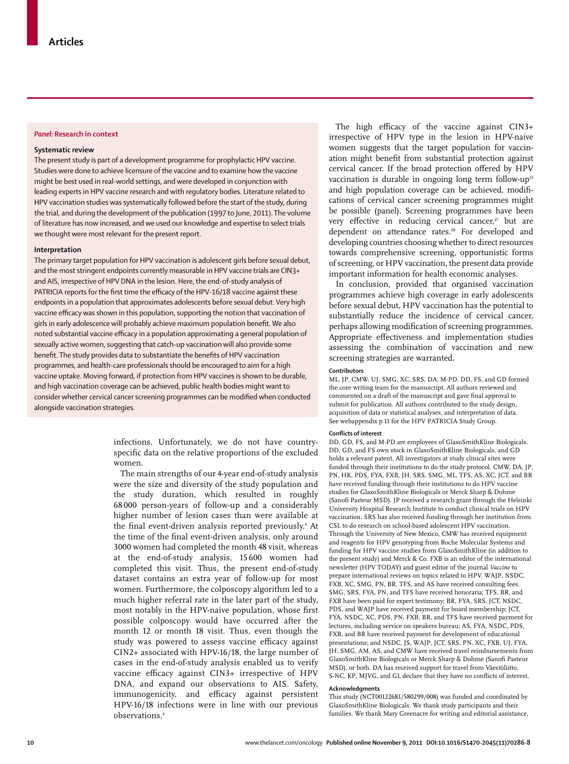## Panel: Research in context

### Systematic review

The present study is part of a development programme for prophylactic HPV vaccine. Studies were done to achieve licensure of the vaccine and to examine how the vaccine might be best used in real-world settings, and were developed in conjunction with leading experts in HPV vaccine research and with regulatory bodies. Literature related to HPV vaccination studies was systematically followed before the start of the study, during the trial, and during the development of the publication (1997 to June, 2011). The volume of literature has now increased, and we used our knowledge and expertise to select trials we thought were most relevant for the present report.

### Interpretation

The primary target population for HPV vaccination is adolescent girls before sexual debut, and the most stringent endpoints currently measurable in HPV vaccine trials are CIN3+ and AIS, irrespective of HPV DNA in the lesion. Here, the end-of-study analysis of PATRICIA reports for the first time the efficacy of the HPV-16/18 vaccine against these endpoints in a population that approximates adolescents before sexual debut. Very high vaccine efficacy was shown in this population, supporting the notion that vaccination of girls in early adolescence will probably achieve maximum population benefit. We also noted substantial vaccine efficacy in a population approximating a general population of sexually active women, suggesting that catch-up vaccination will also provide some benefit. The study provides data to substantiate the benefits of HPV vaccination programmes, and health-care professionals should be encouraged to aim for a high vaccine uptake. Moving forward, if protection from HPV vaccines is shown to be durable, and high vaccination coverage can be achieved, public health bodies might want to consider whether cervical cancer screening programmes can be modified when conducted alongside vaccination strategies.

infections. Unfortunately, we do not have country-specific data on the relative proportions of the excluded women.

The main strengths of our 4-year end-of-study analysis were the size and diversity of the study population and the study duration, which resulted in roughly 68 000 person-years of follow-up and a considerably higher number of lesion cases than were available at the final event-driven analysis reported previously.[4] At the time of the final event-driven analysis, only around 3000 women had completed the month 48 visit, whereas at the end-of-study analysis, 15 600 women had completed this visit. Thus, the present end-of-study dataset contains an extra year of follow-up for most women. Furthermore, the colposcopy algorithm led to a much higher referral rate in the later part of the study, most notably in the HPV-naive population, whose first possible colposcopy would have occurred after the month 12 or month 18 visit. Thus, even though the study was powered to assess vaccine efficacy against CIN2+ associated with HPV-16/18, the large number of cases in the end-of-study analysis enabled us to verify vaccine efficacy against CIN3+ irrespective of HPV DNA, and expand our observations to AIS. Safety, immunogenicity, and efficacy against persistent HPV-16/18 infections were in line with our previous observations.[4]

The high efficacy of the vaccine against CIN3+ irrespective of HPV type in the lesion in HPV-naive women suggests that the target population for vaccination might benefit from substantial protection against cervical cancer. If the broad protection offered by HPV vaccination is durable in ongoing long term follow-up[13] and high population coverage can be achieved, modifications of cervical cancer screening programmes might be possible (panel). Screening programmes have been very effective in reducing cervical cancer,[27] but are dependent on attendance rates.[28] For developed and developing countries choosing whether to direct resources towards comprehensive screening, opportunistic forms of screening, or HPV vaccination, the present data provide important information for health economic analyses.

In conclusion, provided that organised vaccination programmes achieve high coverage in early adolescents before sexual debut, HPV vaccination has the potential to substantially reduce the incidence of cervical cancer, perhaps allowing modification of screening programmes. Appropriate effectiveness and implementation studies assessing the combination of vaccination and new screening strategies are warranted.

#### Contributors

ML, JP, CMW, UJ, SMG, XC, SRS, DA, M-PD, DD, FS, and GD formed the core writing team for the manuscript. All authors reviewed and commented on a draft of the manuscript and gave final approval to submit for publication. All authors contributed to the study design, acquisition of data or statistical analyses, and interpretation of data. See webappendix p 11 for the HPV PATRICIA Study Group.

#### Conflicts of interest

DD, GD, FS, and M-PD are employees of GlaxoSmithKline Biologicals. DD, GD, and FS own stock in GlaxoSmithKline Biologicals, and GD holds a relevant patent. All investigators at study clinical sites were funded through their institutions to do the study protocol. CMW, DA, JP, PN, HK, PDS, FYA, FXB, JH, SRS, SMG, ML, TFS, AS, XC, JCT, and BR have received funding through their institutions to do HPV vaccine studies for GlaxoSmithKline Biologicals or Merck Sharp & Dohme (Sanofi Pasteur MSD). JP received a research grant through the Helsinki University Hospital Research Institute to conduct clinical trials on HPV vaccination. SRS has also received funding through her institution from CSL to do research on school-based adolescent HPV vaccination. Through the University of New Mexico, CMW has received equipment and reagents for HPV genotyping from Roche Molecular Systems and funding for HPV vaccine studies from GlaxoSmithKline (in addition to the present study) and Merck & Co. FXB is an editor of the international newsletter (HPV TODAY) and guest editor of the journal *Vaccine* to prepare international reviews on topics related to HPV. WAJP, NSDC, FXB, XC, SMG, PN, BR, TFS, and AS have received consulting fees. SMG, SRS, FYA, PN, and TFS have received honoraria; TFS, BR, and FXB have been paid for expert testimony; BR, FYA, SRS, JCT, NSDC, PDS, and WAJP have received payment for board membership; JCT, FYA, NSDC, XC, PDS, PN, FXB, BR, and TFS have received payment for lectures, including service on speakers bureau; AS, FYA, NSDC, PDS, FXB, and BR have received payment for development of educational presentations; and NSDC, JS, WAJP, JCT, SRS, PN, XC, FXB, UJ, FYA, JH, SMG, AM, AS, and CMW have received travel reimbursements from GlaxoSmithKline Biologicals or Merck Sharp & Dohme (Sanofi Pasteur MSD), or both. DA has received support for travel from Väestöliitto. S-NC, KP, MJVG, and GL declare that they have no conflicts of interest.

#### Acknowledgments

This study (NCT00122681/580299/008) was funded and coordinated by GlaxoSmithKline Biologicals. We thank study participants and their families. We thank Mary Greenacre for writing and editorial assistance,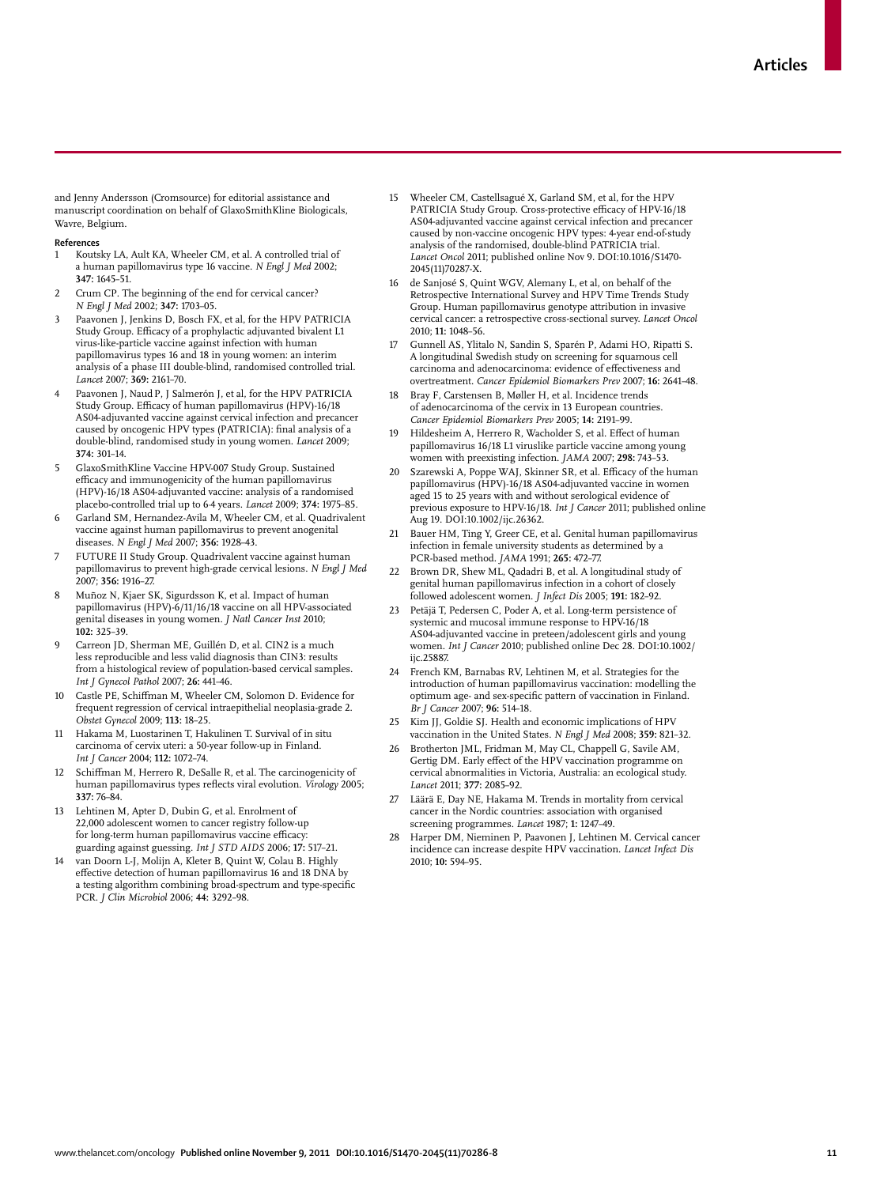and Jenny Andersson (Cromsource) for editorial assistance and manuscript coordination on behalf of GlaxoSmithKline Biologicals, Wavre, Belgium.

## References

1. Koutsky LA, Ault KA, Wheeler CM, et al. A controlled trial of a human papillomavirus type 16 vaccine. *N Engl J Med* 2002; **347:** 1645–51.
2. Crum CP. The beginning of the end for cervical cancer? *N Engl J Med* 2002; **347:** 1703–05.
3. Paavonen J, Jenkins D, Bosch FX, et al, for the HPV PATRICIA Study Group. Efficacy of a prophylactic adjuvanted bivalent L1 virus-like-particle vaccine against infection with human papillomavirus types 16 and 18 in young women: an interim analysis of a phase III double-blind, randomised controlled trial. *Lancet* 2007; **369:** 2161–70.
4. Paavonen J, Naud P, J Salmerón J, et al, for the HPV PATRICIA Study Group. Efficacy of human papillomavirus (HPV)-16/18 AS04-adjuvanted vaccine against cervical infection and precancer caused by oncogenic HPV types (PATRICIA): final analysis of a double-blind, randomised study in young women. *Lancet* 2009; **374:** 301–14.
5. GlaxoSmithKline Vaccine HPV-007 Study Group. Sustained efficacy and immunogenicity of the human papillomavirus (HPV)-16/18 AS04-adjuvanted vaccine: analysis of a randomised placebo-controlled trial up to 6·4 years. *Lancet* 2009; **374:** 1975–85.
6. Garland SM, Hernandez-Avila M, Wheeler CM, et al. Quadrivalent vaccine against human papillomavirus to prevent anogenital diseases. *N Engl J Med* 2007; **356:** 1928–43.
7. FUTURE II Study Group. Quadrivalent vaccine against human papillomavirus to prevent high-grade cervical lesions. *N Engl J Med* 2007; **356:** 1916–27.
8. Muñoz N, Kjaer SK, Sigurdsson K, et al. Impact of human papillomavirus (HPV)-6/11/16/18 vaccine on all HPV-associated genital diseases in young women. *J Natl Cancer Inst* 2010; **102:** 325–39.
9. Carreon JD, Sherman ME, Guillén D, et al. CIN2 is a much less reproducible and less valid diagnosis than CIN3: results from a histological review of population-based cervical samples. *Int J Gynecol Pathol* 2007; **26:** 441–46.
10. Castle PE, Schiffman M, Wheeler CM, Solomon D. Evidence for frequent regression of cervical intraepithelial neoplasia-grade 2. *Obstet Gynecol* 2009; **113:** 18–25.
11. Hakama M, Luostarinen T, Hakulinen T. Survival of in situ carcinoma of cervix uteri: a 50-year follow-up in Finland. *Int J Cancer* 2004; **112:** 1072–74.
12. Schiffman M, Herrero R, DeSalle R, et al. The carcinogenicity of human papillomavirus types reflects viral evolution. *Virology* 2005; **337:** 76–84.
13. Lehtinen M, Apter D, Dubin G, et al. Enrolment of 22,000 adolescent women to cancer registry follow-up for long-term human papillomavirus vaccine efficacy: guarding against guessing. *Int J STD AIDS* 2006; **17:** 517–21.
14. van Doorn L-J, Molijn A, Kleter B, Quint W, Colau B. Highly effective detection of human papillomavirus 16 and 18 DNA by a testing algorithm combining broad-spectrum and type-specific PCR. *J Clin Microbiol* 2006; **44:** 3292–98.
15. Wheeler CM, Castellsagué X, Garland SM, et al, for the HPV PATRICIA Study Group. Cross-protective efficacy of HPV-16/18 AS04-adjuvanted vaccine against cervical infection and precancer caused by non-vaccine oncogenic HPV types: 4-year end-of-study analysis of the randomised, double-blind PATRICIA trial. *Lancet Oncol* 2011; published online Nov 9. DOI:10.1016/S1470-2045(11)70287-X.
16. de Sanjosé S, Quint WGV, Alemany L, et al, on behalf of the Retrospective International Survey and HPV Time Trends Study Group. Human papillomavirus genotype attribution in invasive cervical cancer: a retrospective cross-sectional survey. *Lancet Oncol* 2010; **11:** 1048–56.
17. Gunnell AS, Ylitalo N, Sandin S, Sparén P, Adami HO, Ripatti S. A longitudinal Swedish study on screening for squamous cell carcinoma and adenocarcinoma: evidence of effectiveness and overtreatment. *Cancer Epidemiol Biomarkers Prev* 2007; **16:** 2641–48.
18. Bray F, Carstensen B, Møller H, et al. Incidence trends of adenocarcinoma of the cervix in 13 European countries. *Cancer Epidemiol Biomarkers Prev* 2005; **14:** 2191–99.
19. Hildesheim A, Herrero R, Wacholder S, et al. Effect of human papillomavirus 16/18 L1 viruslike particle vaccine among young women with preexisting infection. *JAMA* 2007; **298:** 743–53.
20. Szarewski A, Poppe WAJ, Skinner SR, et al. Efficacy of the human papillomavirus (HPV)-16/18 AS04-adjuvanted vaccine in women aged 15 to 25 years with and without serological evidence of previous exposure to HPV-16/18. *Int J Cancer* 2011; published online Aug 19. DOI:10.1002/ijc.26362.
21. Bauer HM, Ting Y, Greer CE, et al. Genital human papillomavirus infection in female university students as determined by a PCR-based method. *JAMA* 1991; **265:** 472–77.
22. Brown DR, Shew ML, Qadadri B, et al. A longitudinal study of genital human papillomavirus infection in a cohort of closely followed adolescent women. *J Infect Dis* 2005; **191:** 182–92.
23. Petäjä T, Pedersen C, Poder A, et al. Long-term persistence of systemic and mucosal immune response to HPV-16/18 AS04-adjuvanted vaccine in preteen/adolescent girls and young women. *Int J Cancer* 2010; published online Dec 28. DOI:10.1002/ijc.25887.
24. French KM, Barnabas RV, Lehtinen M, et al. Strategies for the introduction of human papillomavirus vaccination: modelling the optimum age- and sex-specific pattern of vaccination in Finland. *Br J Cancer* 2007; **96:** 514–18.
25. Kim JJ, Goldie SJ. Health and economic implications of HPV vaccination in the United States. *N Engl J Med* 2008; **359:** 821–32.
26. Brotherton JML, Fridman M, May CL, Chappell G, Savile AM, Gertig DM. Early effect of the HPV vaccination programme on cervical abnormalities in Victoria, Australia: an ecological study. *Lancet* 2011; **377:** 2085–92.
27. Läärä E, Day NE, Hakama M. Trends in mortality from cervical cancer in the Nordic countries: association with organised screening programmes. *Lancet* 1987; **1:** 1247–49.
28. Harper DM, Nieminen P, Paavonen J, Lehtinen M. Cervical cancer incidence can increase despite HPV vaccination. *Lancet Infect Dis* 2010; **10:** 594–95.